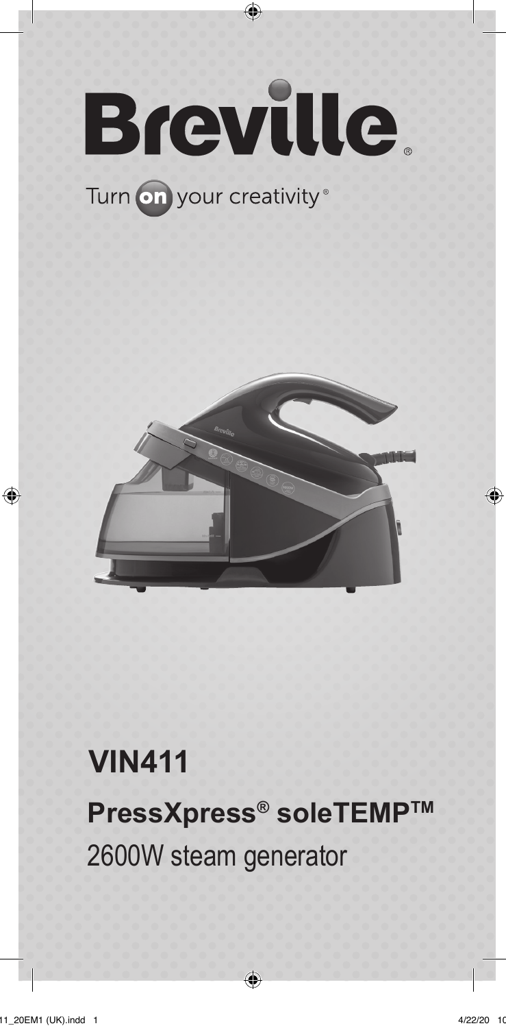# Breville®

Turn on your creativity®

# VIN411

## PressXpress® soleTEMP™

2600W steam generator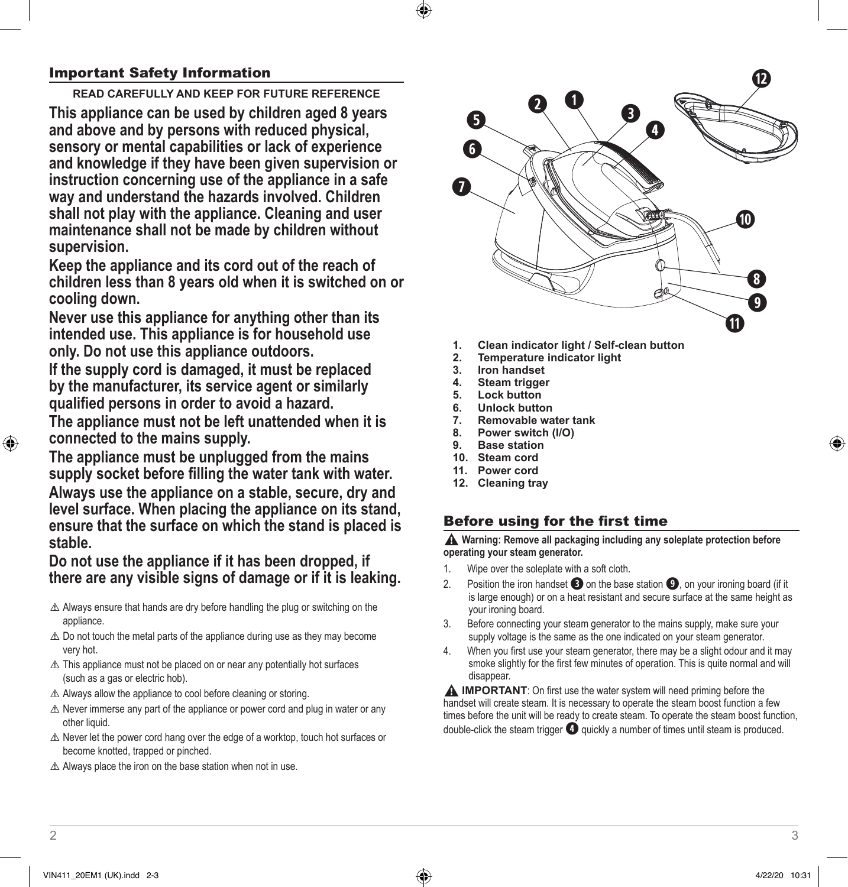## Important Safety Information

**READ CAREFULLY AND KEEP FOR FUTURE REFERENCE**

**This appliance can be used by children aged 8 years and above and by persons with reduced physical, sensory or mental capabilities or lack of experience and knowledge if they have been given supervision or instruction concerning use of the appliance in a safe way and understand the hazards involved. Children shall not play with the appliance. Cleaning and user maintenance shall not be made by children without supervision.**

**Keep the appliance and its cord out of the reach of children less than 8 years old when it is switched on or cooling down.**

**Never use this appliance for anything other than its intended use. This appliance is for household use only. Do not use this appliance outdoors.**

**If the supply cord is damaged, it must be replaced by the manufacturer, its service agent or similarly qualified persons in order to avoid a hazard.**

**The appliance must not be left unattended when it is connected to the mains supply.**

**The appliance must be unplugged from the mains supply socket before filling the water tank with water.**

**Always use the appliance on a stable, secure, dry and level surface. When placing the appliance on its stand, ensure that the surface on which the stand is placed is stable.**

**Do not use the appliance if it has been dropped, if there are any visible signs of damage or if it is leaking.**

- ⚠ Always ensure that hands are dry before handling the plug or switching on the appliance.
- ⚠ Do not touch the metal parts of the appliance during use as they may become very hot.
- ⚠ This appliance must not be placed on or near any potentially hot surfaces (such as a gas or electric hob).
- ⚠ Always allow the appliance to cool before cleaning or storing.
- ⚠ Never immerse any part of the appliance or power cord and plug in water or any other liquid.
- ⚠ Never let the power cord hang over the edge of a worktop, touch hot surfaces or become knotted, trapped or pinched.
- ⚠ Always place the iron on the base station when not in use.

1. **Clean indicator light / Self-clean button**
2. **Temperature indicator light**
3. **Iron handset**
4. **Steam trigger**
5. **Lock button**
6. **Unlock button**
7. **Removable water tank**
8. **Power switch (I/O)**
9. **Base station**
10. **Steam cord**
11. **Power cord**
12. **Cleaning tray**

## Before using for the first time

⚠ **Warning: Remove all packaging including any soleplate protection before operating your steam generator.**

1. Wipe over the soleplate with a soft cloth.
2. Position the iron handset ❸ on the base station ❾, on your ironing board (if it is large enough) or on a heat resistant and secure surface at the same height as your ironing board.
3. Before connecting your steam generator to the mains supply, make sure your supply voltage is the same as the one indicated on your steam generator.
4. When you first use your steam generator, there may be a slight odour and it may smoke slightly for the first few minutes of operation. This is quite normal and will disappear.

⚠ **IMPORTANT**: On first use the water system will need priming before the handset will create steam. It is necessary to operate the steam boost function a few times before the unit will be ready to create steam. To operate the steam boost function, double-click the steam trigger ❹ quickly a number of times until steam is produced.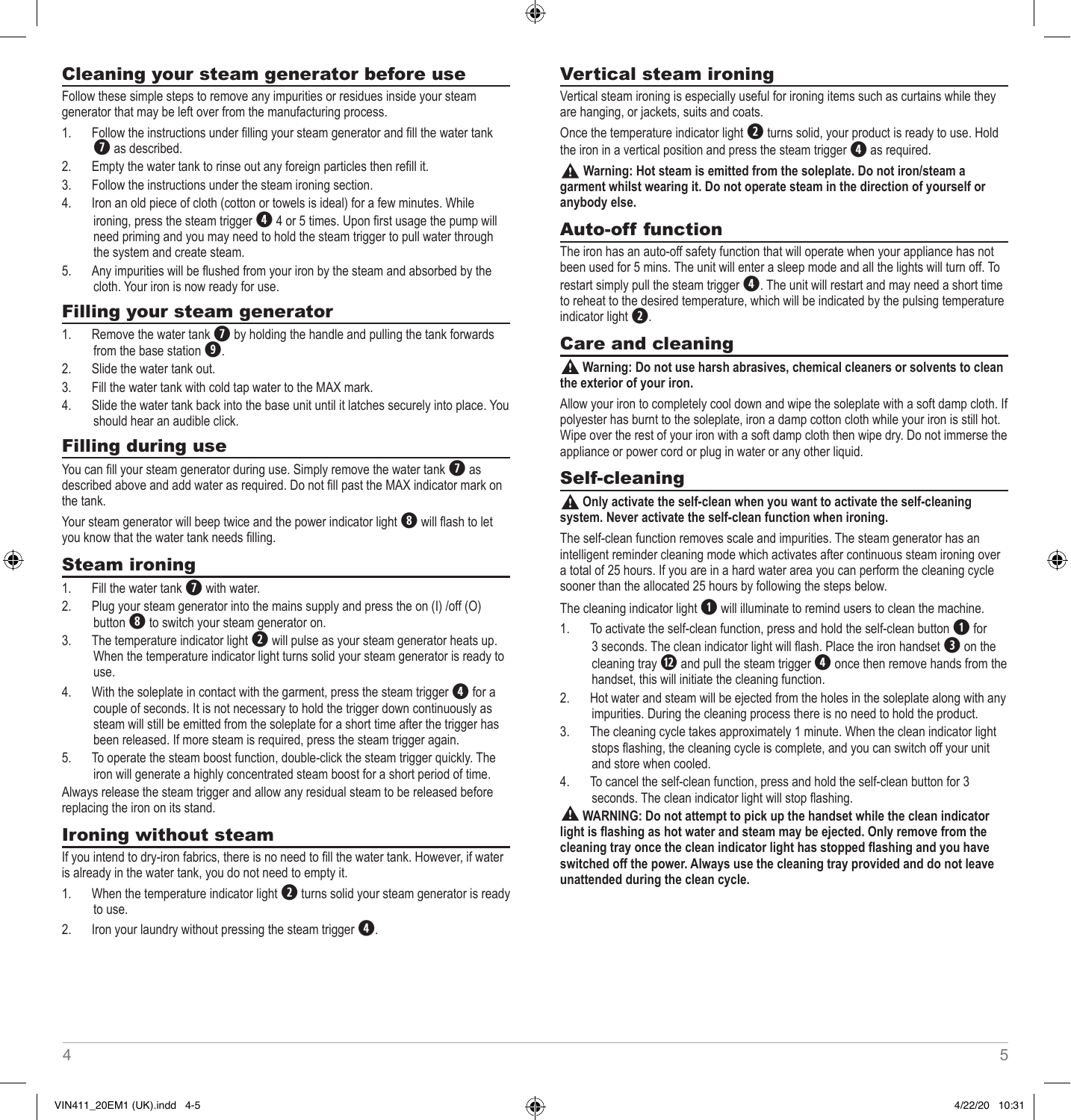## Cleaning your steam generator before use

Follow these simple steps to remove any impurities or residues inside your steam generator that may be left over from the manufacturing process.

1. Follow the instructions under filling your steam generator and fill the water tank ❼ as described.
2. Empty the water tank to rinse out any foreign particles then refill it.
3. Follow the instructions under the steam ironing section.
4. Iron an old piece of cloth (cotton or towels is ideal) for a few minutes. While ironing, press the steam trigger ❹ 4 or 5 times. Upon first usage the pump will need priming and you may need to hold the steam trigger to pull water through the system and create steam.
5. Any impurities will be flushed from your iron by the steam and absorbed by the cloth. Your iron is now ready for use.

## Filling your steam generator

1. Remove the water tank ❼ by holding the handle and pulling the tank forwards from the base station ❾.
2. Slide the water tank out.
3. Fill the water tank with cold tap water to the MAX mark.
4. Slide the water tank back into the base unit until it latches securely into place. You should hear an audible click.

## Filling during use

You can fill your steam generator during use. Simply remove the water tank ❼ as described above and add water as required. Do not fill past the MAX indicator mark on the tank.

Your steam generator will beep twice and the power indicator light ❽ will flash to let you know that the water tank needs filling.

## Steam ironing

1. Fill the water tank ❼ with water.
2. Plug your steam generator into the mains supply and press the on (I) /off (O) button ❽ to switch your steam generator on.
3. The temperature indicator light ❷ will pulse as your steam generator heats up. When the temperature indicator light turns solid your steam generator is ready to use.
4. With the soleplate in contact with the garment, press the steam trigger ❹ for a couple of seconds. It is not necessary to hold the trigger down continuously as steam will still be emitted from the soleplate for a short time after the trigger has been released. If more steam is required, press the steam trigger again.
5. To operate the steam boost function, double-click the steam trigger quickly. The iron will generate a highly concentrated steam boost for a short period of time.

Always release the steam trigger and allow any residual steam to be released before replacing the iron on its stand.

## Ironing without steam

If you intend to dry-iron fabrics, there is no need to fill the water tank. However, if water is already in the water tank, you do not need to empty it.

1. When the temperature indicator light ❷ turns solid your steam generator is ready to use.
2. Iron your laundry without pressing the steam trigger ❹.

## Vertical steam ironing

Vertical steam ironing is especially useful for ironing items such as curtains while they are hanging, or jackets, suits and coats.

Once the temperature indicator light ❷ turns solid, your product is ready to use. Hold the iron in a vertical position and press the steam trigger ❹ as required.

⚠ **Warning: Hot steam is emitted from the soleplate. Do not iron/steam a garment whilst wearing it. Do not operate steam in the direction of yourself or anybody else.**

## Auto-off function

The iron has an auto-off safety function that will operate when your appliance has not been used for 5 mins. The unit will enter a sleep mode and all the lights will turn off. To restart simply pull the steam trigger ❹. The unit will restart and may need a short time to reheat to the desired temperature, which will be indicated by the pulsing temperature indicator light ❷.

## Care and cleaning

⚠ **Warning: Do not use harsh abrasives, chemical cleaners or solvents to clean the exterior of your iron.**

Allow your iron to completely cool down and wipe the soleplate with a soft damp cloth. If polyester has burnt to the soleplate, iron a damp cotton cloth while your iron is still hot. Wipe over the rest of your iron with a soft damp cloth then wipe dry. Do not immerse the appliance or power cord or plug in water or any other liquid.

## Self-cleaning

⚠ **Only activate the self-clean when you want to activate the self-cleaning system. Never activate the self-clean function when ironing.**

The self-clean function removes scale and impurities. The steam generator has an intelligent reminder cleaning mode which activates after continuous steam ironing over a total of 25 hours. If you are in a hard water area you can perform the cleaning cycle sooner than the allocated 25 hours by following the steps below.

The cleaning indicator light ❶ will illuminate to remind users to clean the machine.

1. To activate the self-clean function, press and hold the self-clean button ❶ for 3 seconds. The clean indicator light will flash. Place the iron handset ❸ on the cleaning tray ⓬ and pull the steam trigger ❹ once then remove hands from the handset, this will initiate the cleaning function.
2. Hot water and steam will be ejected from the holes in the soleplate along with any impurities. During the cleaning process there is no need to hold the product.
3. The cleaning cycle takes approximately 1 minute. When the clean indicator light stops flashing, the cleaning cycle is complete, and you can switch off your unit and store when cooled.
4. To cancel the self-clean function, press and hold the self-clean button for 3 seconds. The clean indicator light will stop flashing.

⚠ **WARNING: Do not attempt to pick up the handset while the clean indicator light is flashing as hot water and steam may be ejected. Only remove from the cleaning tray once the clean indicator light has stopped flashing and you have switched off the power. Always use the cleaning tray provided and do not leave unattended during the clean cycle.**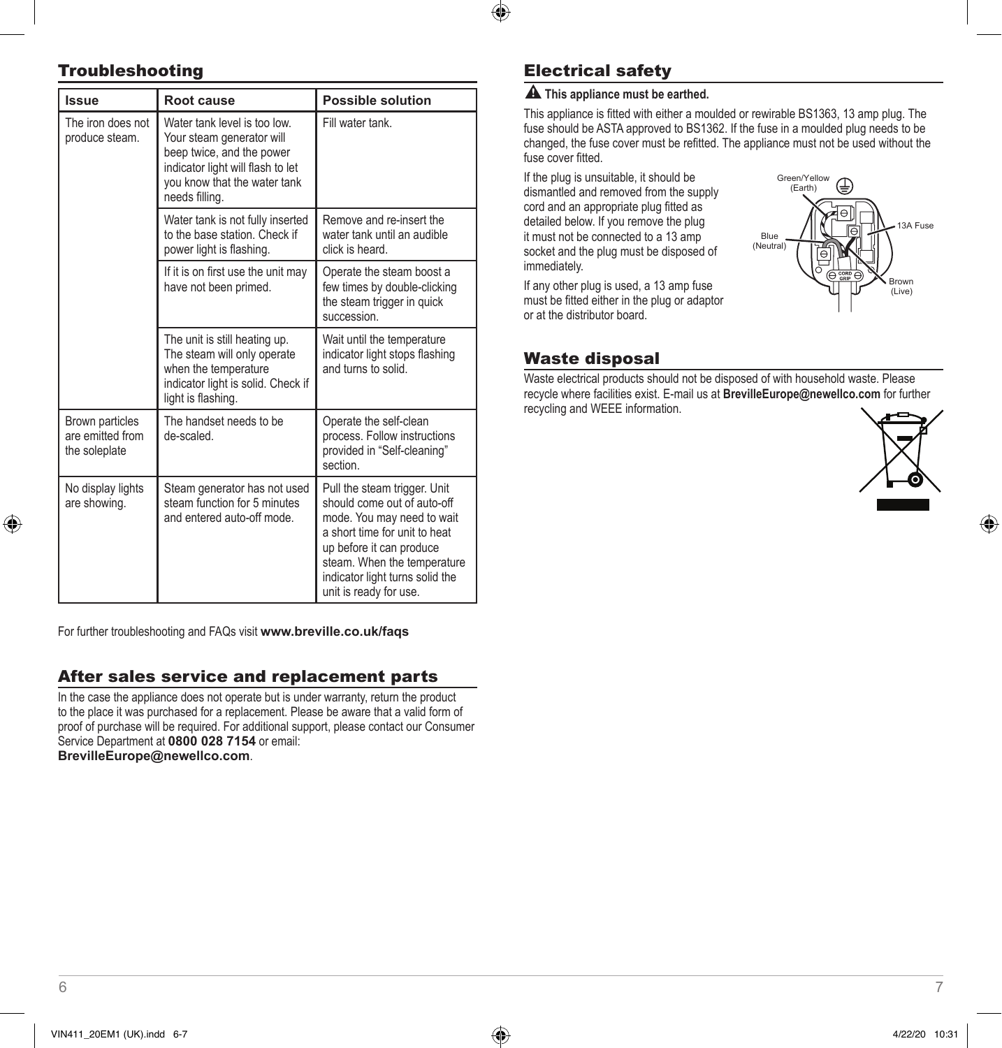## Troubleshooting

| Issue | Root cause | Possible solution |
|---|---|---|
| The iron does not produce steam. | Water tank level is too low. Your steam generator will beep twice, and the power indicator light will flash to let you know that the water tank needs filling. | Fill water tank. |
| | Water tank is not fully inserted to the base station. Check if power light is flashing. | Remove and re-insert the water tank until an audible click is heard. |
| | If it is on first use the unit may have not been primed. | Operate the steam boost a few times by double-clicking the steam trigger in quick succession. |
| | The unit is still heating up. The steam will only operate when the temperature indicator light is solid. Check if light is flashing. | Wait until the temperature indicator light stops flashing and turns to solid. |
| Brown particles are emitted from the soleplate | The handset needs to be de-scaled. | Operate the self-clean process. Follow instructions provided in “Self-cleaning” section. |
| No display lights are showing. | Steam generator has not used steam function for 5 minutes and entered auto-off mode. | Pull the steam trigger. Unit should come out of auto-off mode. You may need to wait a short time for unit to heat up before it can produce steam. When the temperature indicator light turns solid the unit is ready for use. |

For further troubleshooting and FAQs visit **www.breville.co.uk/faqs**

## After sales service and replacement parts

In the case the appliance does not operate but is under warranty, return the product to the place it was purchased for a replacement. Please be aware that a valid form of proof of purchase will be required. For additional support, please contact our Consumer Service Department at **0800 028 7154** or email: **BrevilleEurope@newellco.com**.

## Electrical safety

**This appliance must be earthed.**

This appliance is fitted with either a moulded or rewirable BS1363, 13 amp plug. The fuse should be ASTA approved to BS1362. If the fuse in a moulded plug needs to be changed, the fuse cover must be refitted. The appliance must not be used without the fuse cover fitted.

If the plug is unsuitable, it should be dismantled and removed from the supply cord and an appropriate plug fitted as detailed below. If you remove the plug it must not be connected to a 13 amp socket and the plug must be disposed of immediately.

If any other plug is used, a 13 amp fuse must be fitted either in the plug or adaptor or at the distributor board.

Green/Yellow (Earth)
Blue (Neutral)
13A Fuse
Brown (Live)
CORD GRIP

## Waste disposal

Waste electrical products should not be disposed of with household waste. Please recycle where facilities exist. E-mail us at **BrevilleEurope@newellco.com** for further recycling and WEEE information.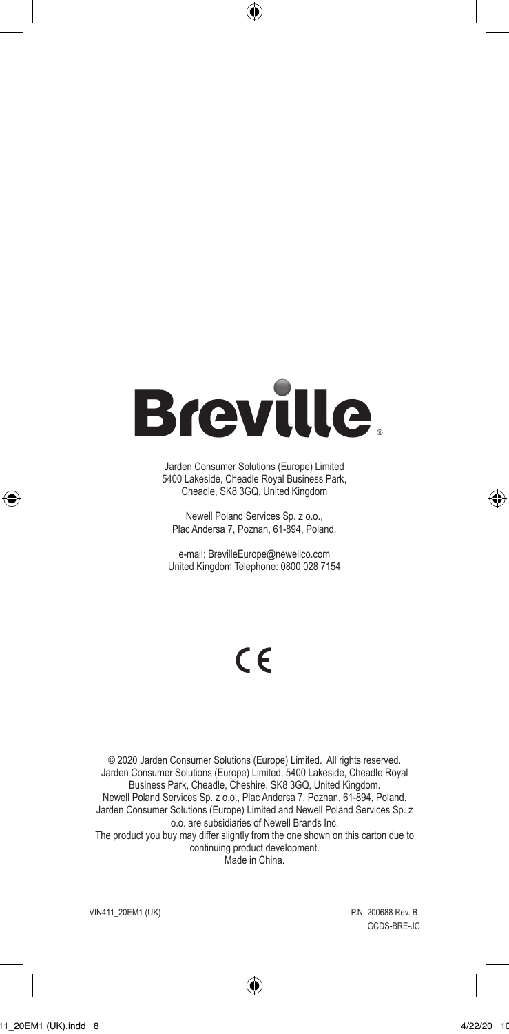Breville®

Jarden Consumer Solutions (Europe) Limited
5400 Lakeside, Cheadle Royal Business Park,
Cheadle, SK8 3GQ, United Kingdom

Newell Poland Services Sp. z o.o.,
Plac Andersa 7, Poznan, 61-894, Poland.

e-mail: BrevilleEurope@newellco.com
United Kingdom Telephone: 0800 028 7154

CE

© 2020 Jarden Consumer Solutions (Europe) Limited. All rights reserved.
Jarden Consumer Solutions (Europe) Limited, 5400 Lakeside, Cheadle Royal Business Park, Cheadle, Cheshire, SK8 3GQ, United Kingdom.
Newell Poland Services Sp. z o.o., Plac Andersa 7, Poznan, 61-894, Poland.
Jarden Consumer Solutions (Europe) Limited and Newell Poland Services Sp. z o.o. are subsidiaries of Newell Brands Inc.
The product you buy may differ slightly from the one shown on this carton due to continuing product development.
Made in China.

VIN411_20EM1 (UK)

P.N. 200688 Rev. B
GCDS-BRE-JC